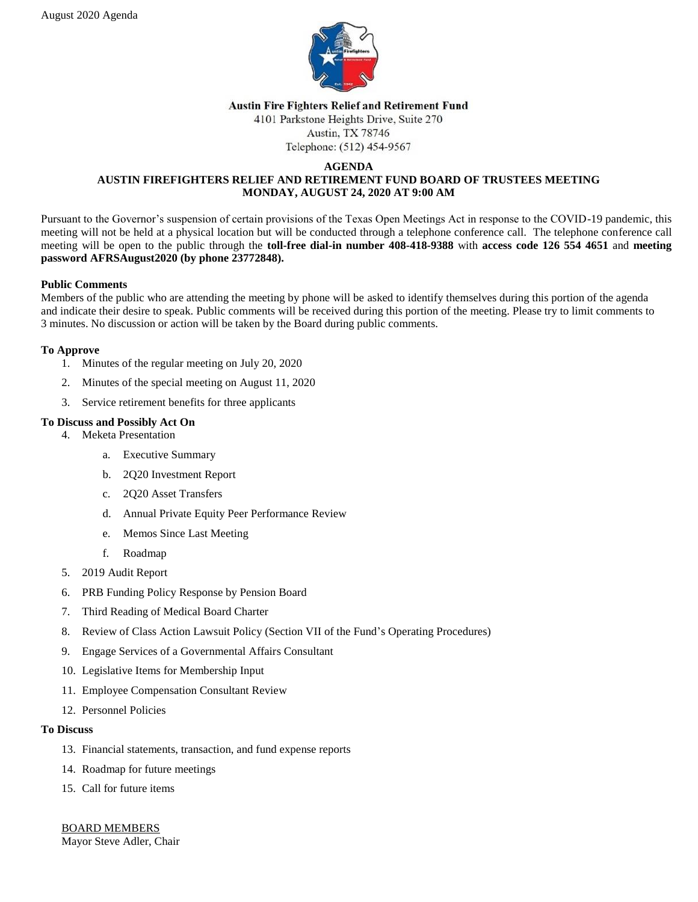August 2020 Agenda

**Austin Fire Fighters Relief and Retirement Fund**
4101 Parkstone Heights Drive, Suite 270
Austin, TX 78746
Telephone: (512) 454-9567

# AGENDA
## AUSTIN FIREFIGHTERS RELIEF AND RETIREMENT FUND BOARD OF TRUSTEES MEETING
## MONDAY, AUGUST 24, 2020 AT 9:00 AM

Pursuant to the Governor's suspension of certain provisions of the Texas Open Meetings Act in response to the COVID-19 pandemic, this meeting will not be held at a physical location but will be conducted through a telephone conference call. The telephone conference call meeting will be open to the public through the **toll-free dial-in number 408-418-9388** with **access code 126 554 4651** and **meeting password AFRSAugust2020 (by phone 23772848).**

**Public Comments**
Members of the public who are attending the meeting by phone will be asked to identify themselves during this portion of the agenda and indicate their desire to speak. Public comments will be received during this portion of the meeting. Please try to limit comments to 3 minutes. No discussion or action will be taken by the Board during public comments.

**To Approve**

1. Minutes of the regular meeting on July 20, 2020
2. Minutes of the special meeting on August 11, 2020
3. Service retirement benefits for three applicants

**To Discuss and Possibly Act On**

4. Meketa Presentation
   a. Executive Summary
   b. 2Q20 Investment Report
   c. 2Q20 Asset Transfers
   d. Annual Private Equity Peer Performance Review
   e. Memos Since Last Meeting
   f. Roadmap
5. 2019 Audit Report
6. PRB Funding Policy Response by Pension Board
7. Third Reading of Medical Board Charter
8. Review of Class Action Lawsuit Policy (Section VII of the Fund's Operating Procedures)
9. Engage Services of a Governmental Affairs Consultant
10. Legislative Items for Membership Input
11. Employee Compensation Consultant Review
12. Personnel Policies

**To Discuss**

13. Financial statements, transaction, and fund expense reports
14. Roadmap for future meetings
15. Call for future items

BOARD MEMBERS
Mayor Steve Adler, Chair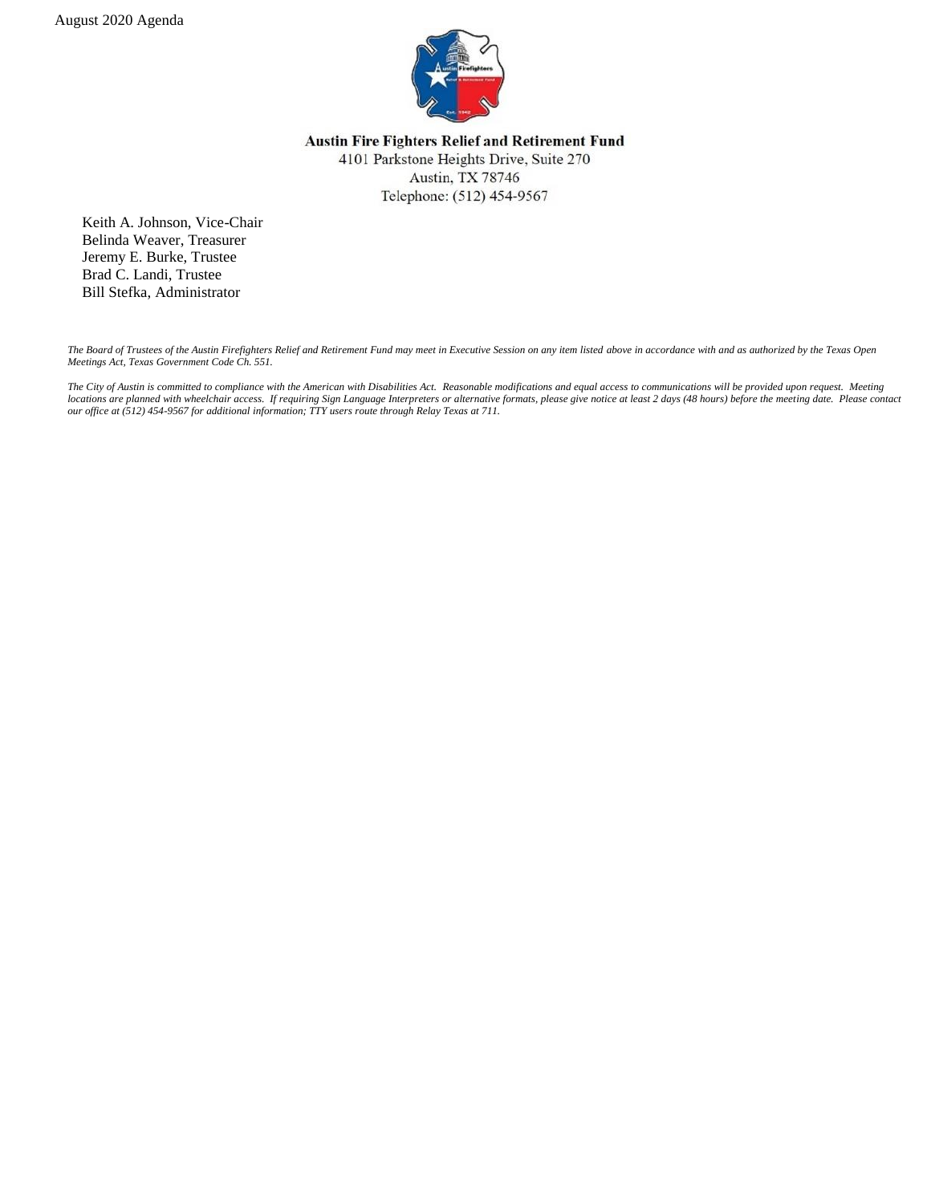**Austin Fire Fighters Relief and Retirement Fund**
4101 Parkstone Heights Drive, Suite 270
Austin, TX 78746
Telephone: (512) 454-9567

Keith A. Johnson, Vice-Chair
Belinda Weaver, Treasurer
Jeremy E. Burke, Trustee
Brad C. Landi, Trustee
Bill Stefka, Administrator

*The Board of Trustees of the Austin Firefighters Relief and Retirement Fund may meet in Executive Session on any item listed above in accordance with and as authorized by the Texas Open Meetings Act, Texas Government Code Ch. 551.*

*The City of Austin is committed to compliance with the American with Disabilities Act. Reasonable modifications and equal access to communications will be provided upon request. Meeting locations are planned with wheelchair access. If requiring Sign Language Interpreters or alternative formats, please give notice at least 2 days (48 hours) before the meeting date. Please contact our office at (512) 454-9567 for additional information; TTY users route through Relay Texas at 711.*